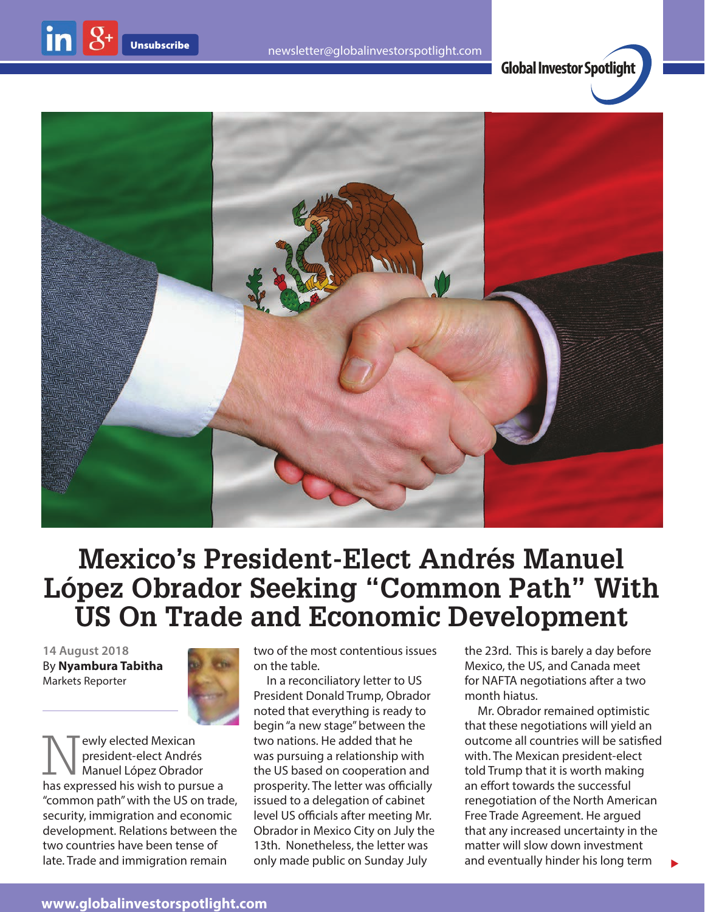# Mexico's President-Elect Andrés Manuel López Obrador Seeking "Common Path" With US On Trade and Economic Development

14 August 2018
By **Nyambura Tabitha**
Markets Reporter

Newly elected Mexican president-elect Andrés Manuel López Obrador has expressed his wish to pursue a "common path" with the US on trade, security, immigration and economic development. Relations between the two countries have been tense of late. Trade and immigration remain two of the most contentious issues on the table.

In a reconciliatory letter to US President Donald Trump, Obrador noted that everything is ready to begin "a new stage" between the two nations. He added that he was pursuing a relationship with the US based on cooperation and prosperity. The letter was officially issued to a delegation of cabinet level US officials after meeting Mr. Obrador in Mexico City on July the 13th. Nonetheless, the letter was only made public on Sunday July the 23rd. This is barely a day before Mexico, the US, and Canada meet for NAFTA negotiations after a two month hiatus.

Mr. Obrador remained optimistic that these negotiations will yield an outcome all countries will be satisfied with. The Mexican president-elect told Trump that it is worth making an effort towards the successful renegotiation of the North American Free Trade Agreement. He argued that any increased uncertainty in the matter will slow down investment and eventually hinder his long term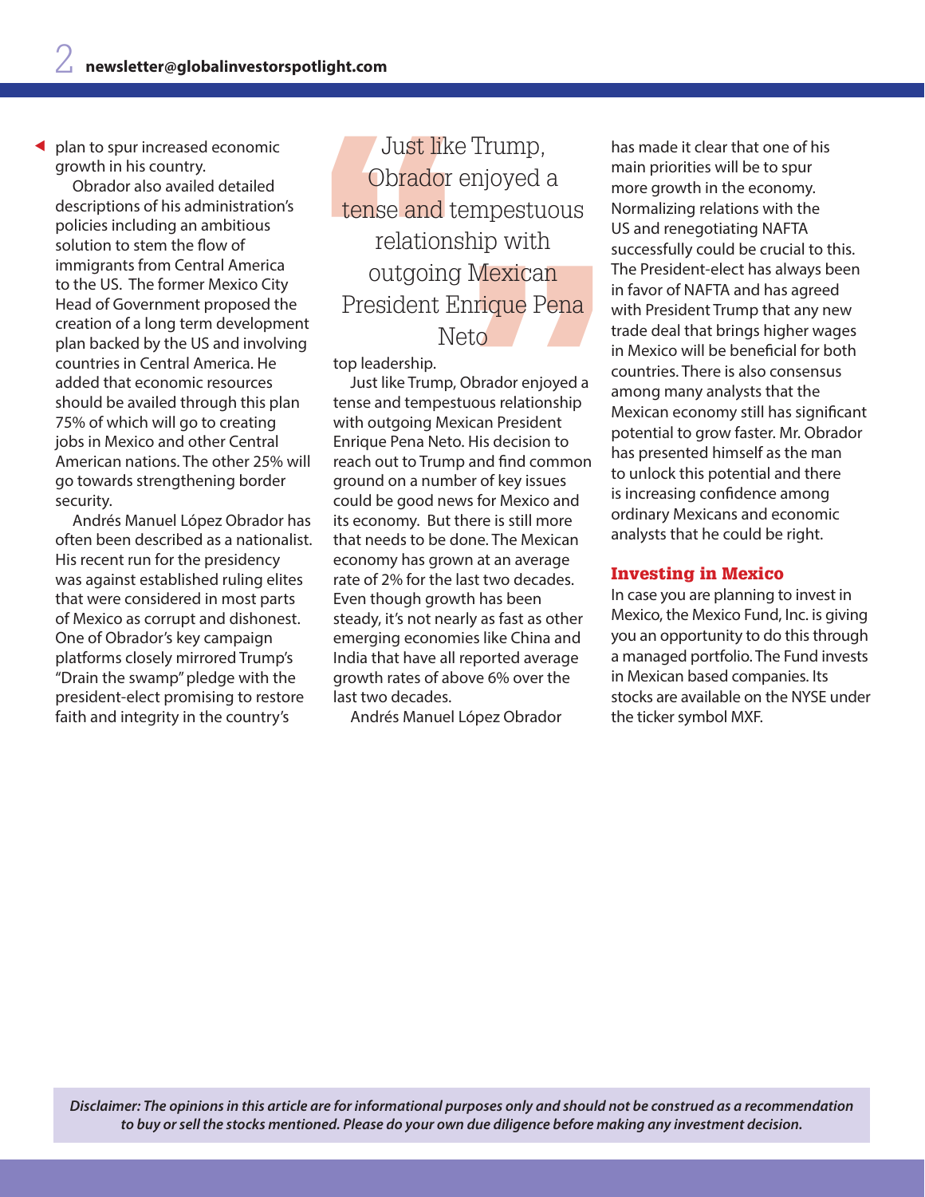plan to spur increased economic growth in his country.

Obrador also availed detailed descriptions of his administration's policies including an ambitious solution to stem the flow of immigrants from Central America to the US. The former Mexico City Head of Government proposed the creation of a long term development plan backed by the US and involving countries in Central America. He added that economic resources should be availed through this plan 75% of which will go to creating jobs in Mexico and other Central American nations. The other 25% will go towards strengthening border security.

Andrés Manuel López Obrador has often been described as a nationalist. His recent run for the presidency was against established ruling elites that were considered in most parts of Mexico as corrupt and dishonest. One of Obrador's key campaign platforms closely mirrored Trump's "Drain the swamp" pledge with the president-elect promising to restore faith and integrity in the country's top leadership.

> Just like Trump, Obrador enjoyed a tense and tempestuous relationship with outgoing Mexican President Enrique Pena Neto

Just like Trump, Obrador enjoyed a tense and tempestuous relationship with outgoing Mexican President Enrique Pena Neto. His decision to reach out to Trump and find common ground on a number of key issues could be good news for Mexico and its economy. But there is still more that needs to be done. The Mexican economy has grown at an average rate of 2% for the last two decades. Even though growth has been steady, it's not nearly as fast as other emerging economies like China and India that have all reported average growth rates of above 6% over the last two decades.

Andrés Manuel López Obrador has made it clear that one of his main priorities will be to spur more growth in the economy. Normalizing relations with the US and renegotiating NAFTA successfully could be crucial to this. The President-elect has always been in favor of NAFTA and has agreed with President Trump that any new trade deal that brings higher wages in Mexico will be beneficial for both countries. There is also consensus among many analysts that the Mexican economy still has significant potential to grow faster. Mr. Obrador has presented himself as the man to unlock this potential and there is increasing confidence among ordinary Mexicans and economic analysts that he could be right.

## Investing in Mexico

In case you are planning to invest in Mexico, the Mexico Fund, Inc. is giving you an opportunity to do this through a managed portfolio. The Fund invests in Mexican based companies. Its stocks are available on the NYSE under the ticker symbol MXF.

***Disclaimer: The opinions in this article are for informational purposes only and should not be construed as a recommendation to buy or sell the stocks mentioned. Please do your own due diligence before making any investment decision.***